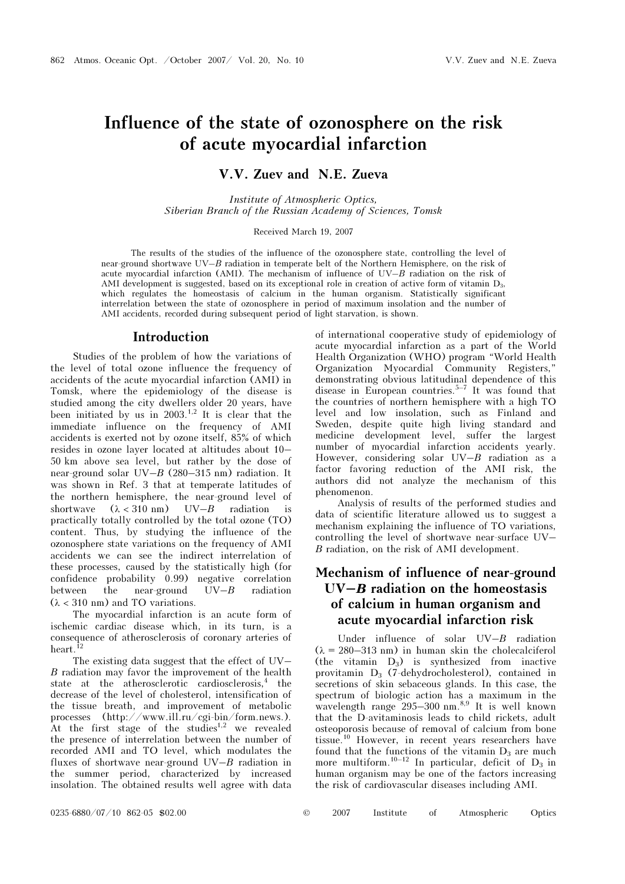# Influence of the state of ozonosphere on the risk of acute myocardial infarction

**V.V. Zuev and N.E. Zueva**

*Institute of Atmospheric Optics, Siberian Branch of the Russian Academy of Sciences, Tomsk*

Received March 19, 2007

The results of the studies of the influence of the ozonosphere state, controlling the level of near-ground shortwave UV–*B* radiation in temperate belt of the Northern Hemisphere, on the risk of acute myocardial infarction (AMI). The mechanism of influence of UV–*B* radiation on the risk of AMI development is suggested, based on its exceptional role in creation of active form of vitamin $D_3$, which regulates the homeostasis of calcium in the human organism. Statistically significant interrelation between the state of ozonosphere in period of maximum insolation and the number of AMI accidents, recorded during subsequent period of light starvation, is shown.

## Introduction

Studies of the problem of how the variations of the level of total ozone influence the frequency of accidents of the acute myocardial infarction (AMI) in Tomsk, where the epidemiology of the disease is studied among the city dwellers older 20 years, have been initiated by us in 2003.[1,2] It is clear that the immediate influence on the frequency of AMI accidents is exerted not by ozone itself, 85% of which resides in ozone layer located at altitudes about 10–50 km above sea level, but rather by the dose of near-ground solar UV–*B* (280–315 nm) radiation. It was shown in Ref. 3 that at temperate latitudes of the northern hemisphere, the near-ground level of shortwave ($\lambda < 310$ nm) UV–*B* radiation is practically totally controlled by the total ozone (TO) content. Thus, by studying the influence of the ozonosphere state variations on the frequency of AMI accidents we can see the indirect interrelation of these processes, caused by the statistically high (for confidence probability 0.99) negative correlation between the near-ground UV–*B* radiation ($\lambda < 310$ nm) and TO variations.

The myocardial infarction is an acute form of ischemic cardiac disease which, in its turn, is a consequence of atherosclerosis of coronary arteries of heart.[12]

The existing data suggest that the effect of UV–*B* radiation may favor the improvement of the health state at the atherosclerotic cardiosclerosis,[4] the decrease of the level of cholesterol, intensification of the tissue breath, and improvement of metabolic processes (http://www.ill.ru/cgi-bin/form.news.). At the first stage of the studies[1,2] we revealed the presence of interrelation between the number of recorded AMI and TO level, which modulates the fluxes of shortwave near-ground UV–*B* radiation in the summer period, characterized by increased insolation. The obtained results well agree with data of international cooperative study of epidemiology of acute myocardial infarction as a part of the World Health Organization (WHO) program "World Health Organization Myocardial Community Registers," demonstrating obvious latitudinal dependence of this disease in European countries.[5–7] It was found that the countries of northern hemisphere with a high TO level and low insolation, such as Finland and Sweden, despite quite high living standard and medicine development level, suffer the largest number of myocardial infarction accidents yearly. However, considering solar UV–*B* radiation as a factor favoring reduction of the AMI risk, the authors did not analyze the mechanism of this phenomenon.

Analysis of results of the performed studies and data of scientific literature allowed us to suggest a mechanism explaining the influence of TO variations, controlling the level of shortwave near-surface UV–*B* radiation, on the risk of AMI development.

## Mechanism of influence of near-ground UV–*B* radiation on the homeostasis of calcium in human organism and acute myocardial infarction risk

Under influence of solar UV–*B* radiation ($\lambda = 280$–$313$ nm) in human skin the cholecalciferol (the vitamin $D_3$) is synthesized from inactive provitamin $D_3$ (7-dehydrocholesterol), contained in secretions of skin sebaceous glands. In this case, the spectrum of biologic action has a maximum in the wavelength range 295–300 nm.[8,9] It is well known that the D-avitaminosis leads to child rickets, adult osteoporosis because of removal of calcium from bone tissue.[10] However, in recent years researchers have found that the functions of the vitamin $D_3$ are much more multiform.[10–12] In particular, deficit of $D_3$ in human organism may be one of the factors increasing the risk of cardiovascular diseases including AMI.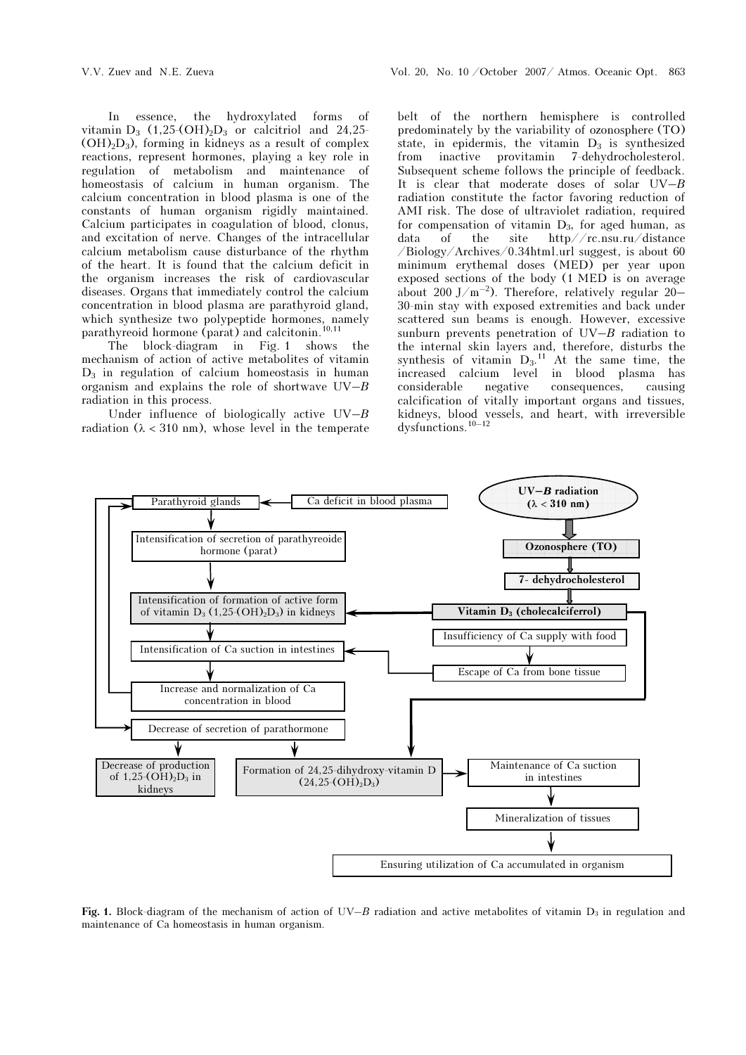In essence, the hydroxylated forms of vitamin $D_3$ ($1,25\text{-}(OH)_2D_3$ or calcitriol and $24,25\text{-}(OH)_2D_3$), forming in kidneys as a result of complex reactions, represent hormones, playing a key role in regulation of metabolism and maintenance of homeostasis of calcium in human organism. The calcium concentration in blood plasma is one of the constants of human organism rigidly maintained. Calcium participates in coagulation of blood, clonus, and excitation of nerve. Changes of the intracellular calcium metabolism cause disturbance of the rhythm of the heart. It is found that the calcium deficit in the organism increases the risk of cardiovascular diseases. Organs that immediately control the calcium concentration in blood plasma are parathyroid gland, which synthesize two polypeptide hormones, namely parathyreoid hormone (parat) and calcitonin.[10,11]

The block-diagram in Fig. 1 shows the mechanism of action of active metabolites of vitamin $D_3$ in regulation of calcium homeostasis in human organism and explains the role of shortwave UV–*B* radiation in this process.

Under influence of biologically active UV–*B* radiation ($\lambda < 310$ nm), whose level in the temperate belt of the northern hemisphere is controlled predominately by the variability of ozonosphere (TO) state, in epidermis, the vitamin $D_3$ is synthesized from inactive provitamin 7-dehydrocholesterol. Subsequent scheme follows the principle of feedback. It is clear that moderate doses of solar UV–*B* radiation constitute the factor favoring reduction of AMI risk. The dose of ultraviolet radiation, required for compensation of vitamin $D_3$, for aged human, as data of the site http//rc.nsu.ru/distance/Biology/Archives/0.34html.url suggest, is about 60 minimum erythemal doses (MED) per year upon exposed sections of the body (1 MED is on average about 200 $J/m^{-2}$). Therefore, relatively regular 20–30-min stay with exposed extremities and back under scattered sun beams is enough. However, excessive sunburn prevents penetration of UV–*B* radiation to the internal skin layers and, therefore, disturbs the synthesis of vitamin $D_3$.[11] At the same time, the increased calcium level in blood plasma has considerable negative consequences, causing calcification of vitally important organs and tissues, kidneys, blood vessels, and heart, with irreversible dysfunctions.[10–12]

**Fig. 1.** Block-diagram of the mechanism of action of UV–*B* radiation and active metabolites of vitamin $D_3$ in regulation and maintenance of Ca homeostasis in human organism.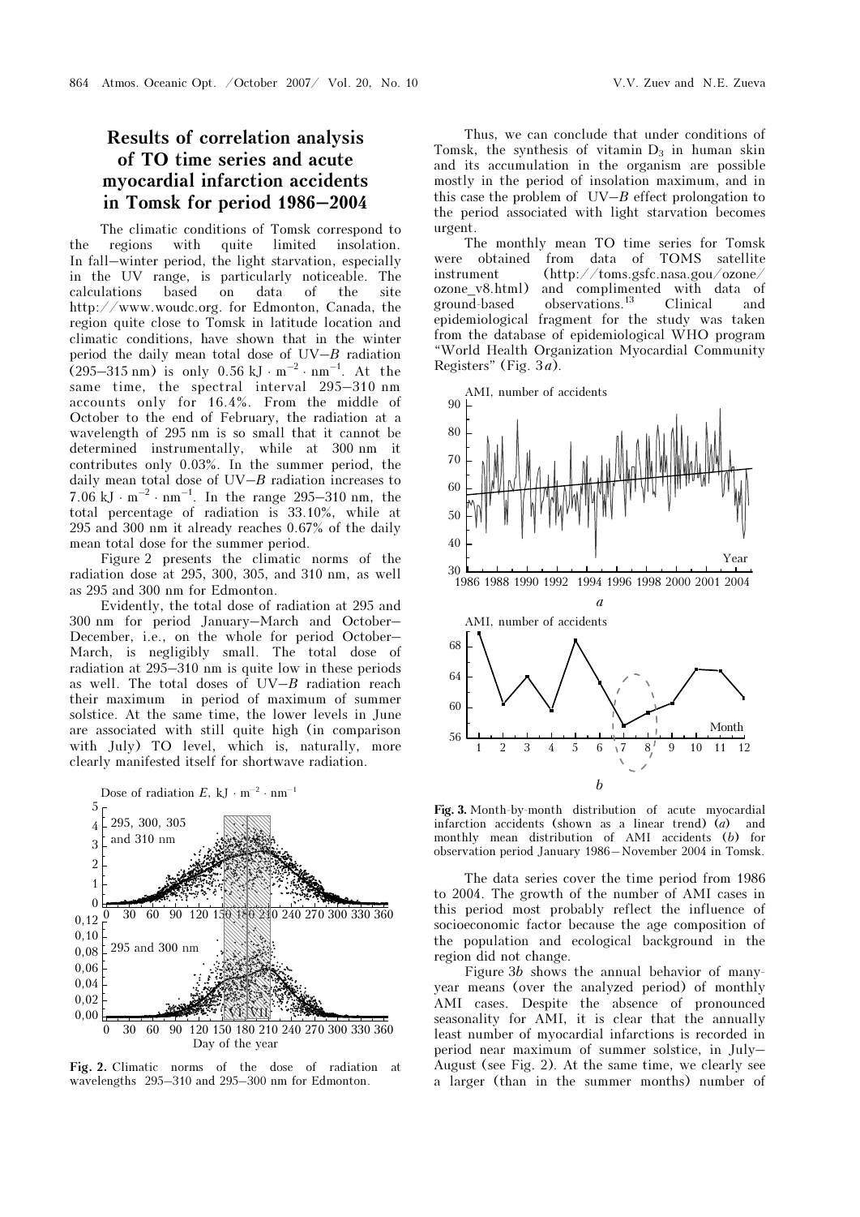## Results of correlation analysis of TO time series and acute myocardial infarction accidents in Tomsk for period 1986–2004

The climatic conditions of Tomsk correspond to the regions with quite limited insolation. In fall–winter period, the light starvation, especially in the UV range, is particularly noticeable. The calculations based on data of the site http://www.woudc.org. for Edmonton, Canada, the region quite close to Tomsk in latitude location and climatic conditions, have shown that in the winter period the daily mean total dose of UV–*B* radiation (295–315 nm) is only 0.56 kJ · m$^{-2}$ · nm$^{-1}$. At the same time, the spectral interval 295–310 nm accounts only for 16.4%. From the middle of October to the end of February, the radiation at a wavelength of 295 nm is so small that it cannot be determined instrumentally, while at 300 nm it contributes only 0.03%. In the summer period, the daily mean total dose of UV–*B* radiation increases to 7.06 kJ · m$^{-2}$ · nm$^{-1}$. In the range 295–310 nm, the total percentage of radiation is 33.10%, while at 295 and 300 nm it already reaches 0.67% of the daily mean total dose for the summer period.

Figure 2 presents the climatic norms of the radiation dose at 295, 300, 305, and 310 nm, as well as 295 and 300 nm for Edmonton.

Evidently, the total dose of radiation at 295 and 300 nm for period January–March and October–December, i.e., on the whole for period October–March, is negligibly small. The total dose of radiation at 295–310 nm is quite low in these periods as well. The total doses of UV–*B* radiation reach their maximum in period of maximum of summer solstice. At the same time, the lower levels in June are associated with still quite high (in comparison with July) TO level, which is, naturally, more clearly manifested itself for shortwave radiation.

**Fig. 2.** Climatic norms of the dose of radiation at wavelengths 295–310 and 295–300 nm for Edmonton.

Thus, we can conclude that under conditions of Tomsk, the synthesis of vitamin $D_3$ in human skin and its accumulation in the organism are possible mostly in the period of insolation maximum, and in this case the problem of UV–*B* effect prolongation to the period associated with light starvation becomes urgent.

The monthly mean TO time series for Tomsk were obtained from data of TOMS satellite instrument (http://toms.gsfc.nasa.gov/ozone/ozone_v8.html) and complimented with data of ground-based observations.[13] Clinical and epidemiological fragment for the study was taken from the database of epidemiological WHO program "World Health Organization Myocardial Community Registers" (Fig. 3*a*).

**Fig. 3.** Month-by-month distribution of acute myocardial infarction accidents (shown as a linear trend) (*a*) and monthly mean distribution of AMI accidents (*b*) for observation period January 1986–November 2004 in Tomsk.

The data series cover the time period from 1986 to 2004. The growth of the number of AMI cases in this period most probably reflect the influence of socioeconomic factor because the age composition of the population and ecological background in the region did not change.

Figure 3*b* shows the annual behavior of many-year means (over the analyzed period) of monthly AMI cases. Despite the absence of pronounced seasonality for AMI, it is clear that the annually least number of myocardial infarctions is recorded in period near maximum of summer solstice, in July–August (see Fig. 2). At the same time, we clearly see a larger (than in the summer months) number of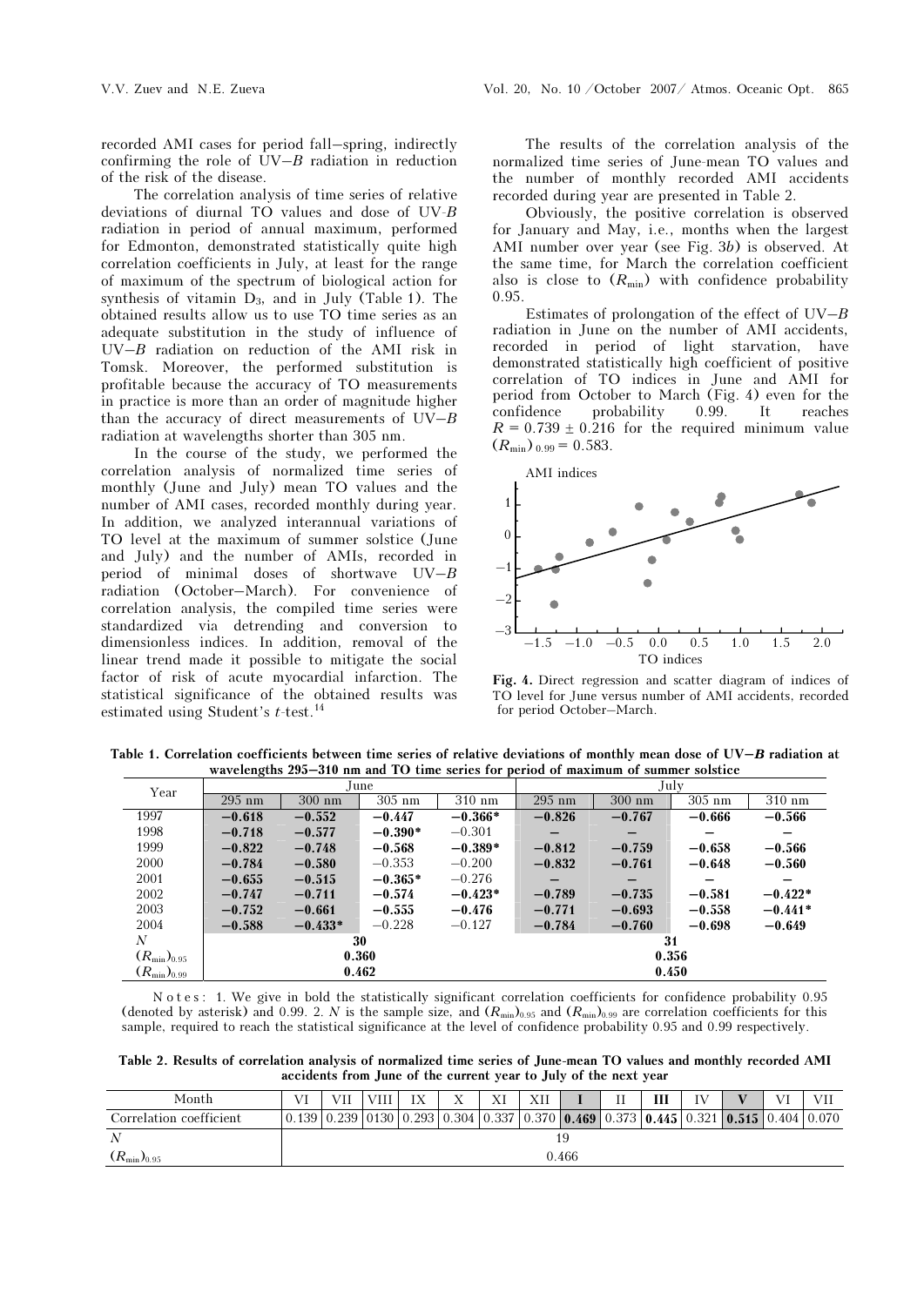recorded AMI cases for period fall–spring, indirectly confirming the role of UV–*B* radiation in reduction of the risk of the disease.

The correlation analysis of time series of relative deviations of diurnal TO values and dose of UV-*B* radiation in period of annual maximum, performed for Edmonton, demonstrated statistically quite high correlation coefficients in July, at least for the range of maximum of the spectrum of biological action for synthesis of vitamin $D_3$, and in July (Table 1). The obtained results allow us to use TO time series as an adequate substitution in the study of influence of UV–*B* radiation on reduction of the AMI risk in Tomsk. Moreover, the performed substitution is profitable because the accuracy of TO measurements in practice is more than an order of magnitude higher than the accuracy of direct measurements of UV–*B* radiation at wavelengths shorter than 305 nm.

In the course of the study, we performed the correlation analysis of normalized time series of monthly (June and July) mean TO values and the number of AMI cases, recorded monthly during year. In addition, we analyzed interannual variations of TO level at the maximum of summer solstice (June and July) and the number of AMIs, recorded in period of minimal doses of shortwave UV–*B* radiation (October–March). For convenience of correlation analysis, the compiled time series were standardized via detrending and conversion to dimensionless indices. In addition, removal of the linear trend made it possible to mitigate the social factor of risk of acute myocardial infarction. The statistical significance of the obtained results was estimated using Student's *t*-test.[14]

The results of the correlation analysis of the normalized time series of June-mean TO values and the number of monthly recorded AMI accidents recorded during year are presented in Table 2.

Obviously, the positive correlation is observed for January and May, i.e., months when the largest AMI number over year (see Fig. 3*b*) is observed. At the same time, for March the correlation coefficient also is close to $(R_{\min})$ with confidence probability 0.95.

Estimates of prolongation of the effect of UV–*B* radiation in June on the number of AMI accidents, recorded in period of light starvation, have demonstrated statistically high coefficient of positive correlation of TO indices in June and AMI for period from October to March (Fig. 4) even for the confidence probability 0.99. It reaches $R = 0.739 \pm 0.216$ for the required minimum value $(R_{\min})_{0.99} = 0.583$.

**Fig. 4.** Direct regression and scatter diagram of indices of TO level for June versus number of AMI accidents, recorded for period October–March.

**Table 1. Correlation coefficients between time series of relative deviations of monthly mean dose of UV–*B* radiation at wavelengths 295–310 nm and TO time series for period of maximum of summer solstice**

| Year | June | | | | July | | | |
|---|---|---|---|---|---|---|---|---|
| | 295 nm | 300 nm | 305 nm | 310 nm | 295 nm | 300 nm | 305 nm | 310 nm |
| 1997 | **−0.618** | **−0.552** | **−0.447** | **−0.366*** | **−0.826** | **−0.767** | **−0.666** | **−0.566** |
| 1998 | **−0.718** | **−0.577** | **−0.390*** | −0.301 | – | – | – | – |
| 1999 | **−0.822** | **−0.748** | **−0.568** | **−0.389*** | **−0.812** | **−0.759** | **−0.658** | **−0.566** |
| 2000 | **−0.784** | **−0.580** | −0.353 | −0.200 | **−0.832** | **−0.761** | **−0.648** | **−0.560** |
| 2001 | **−0.655** | **−0.515** | **−0.365*** | −0.276 | – | – | – | – |
| 2002 | **−0.747** | **−0.711** | **−0.574** | **−0.423*** | **−0.789** | **−0.735** | **−0.581** | **−0.422*** |
| 2003 | **−0.752** | **−0.661** | **−0.555** | **−0.476** | **−0.771** | **−0.693** | **−0.558** | **−0.441*** |
| 2004 | **−0.588** | **−0.433*** | −0.228 | −0.127 | **−0.784** | **−0.760** | **−0.698** | **−0.649** |
| $N$ | **30** | | | | **31** | | | |
| $(R_{\min})_{0.95}$ | **0.360** | | | | **0.356** | | | |
| $(R_{\min})_{0.99}$ | **0.462** | | | | **0.450** | | | |

Notes: 1. We give in bold the statistically significant correlation coefficients for confidence probability 0.95 (denoted by asterisk) and 0.99. 2. $N$ is the sample size, and $(R_{\min})_{0.95}$ and $(R_{\min})_{0.99}$ are correlation coefficients for this sample, required to reach the statistical significance at the level of confidence probability 0.95 and 0.99 respectively.

**Table 2. Results of correlation analysis of normalized time series of June-mean TO values and monthly recorded AMI accidents from June of the current year to July of the next year**

| Month | VI | VII | VIII | IX | X | XI | XII | **I** | II | **III** | IV | **V** | VI | VII |
|---|---|---|---|---|---|---|---|---|---|---|---|---|---|---|
| Correlation coefficient | 0.139 | 0.239 | 0130 | 0.293 | 0.304 | 0.337 | 0.370 | **0.469** | 0.373 | **0.445** | 0.321 | **0.515** | 0.404 | 0.070 |
| $N$ | 19 | | | | | | | | | | | | | |
| $(R_{\min})_{0.95}$ | 0.466 | | | | | | | | | | | | | |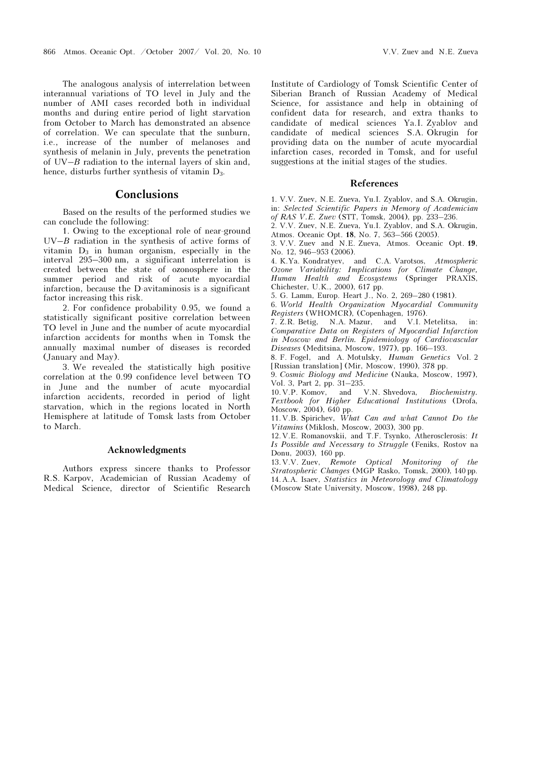The analogous analysis of interrelation between interannual variations of TO level in July and the number of AMI cases recorded both in individual months and during entire period of light starvation from October to March has demonstrated an absence of correlation. We can speculate that the sunburn, i.e., increase of the number of melanoses and synthesis of melanin in July, prevents the penetration of UV–*B* radiation to the internal layers of skin and, hence, disturbs further synthesis of vitamin $D_3$.

## Conclusions

Based on the results of the performed studies we can conclude the following:

1. Owing to the exceptional role of near-ground UV–*B* radiation in the synthesis of active forms of vitamin $D_3$ in human organism, especially in the interval 295–300 nm, a significant interrelation is created between the state of ozonosphere in the summer period and risk of acute myocardial infarction, because the D-avitaminosis is a significant factor increasing this risk.

2. For confidence probability 0.95, we found a statistically significant positive correlation between TO level in June and the number of acute myocardial infarction accidents for months when in Tomsk the annually maximal number of diseases is recorded (January and May).

3. We revealed the statistically high positive correlation at the 0.99 confidence level between TO in June and the number of acute myocardial infarction accidents, recorded in period of light starvation, which in the regions located in North Hemisphere at latitude of Tomsk lasts from October to March.

### Acknowledgments

Authors express sincere thanks to Professor R.S. Karpov, Academician of Russian Academy of Medical Science, director of Scientific Research Institute of Cardiology of Tomsk Scientific Center of Siberian Branch of Russian Academy of Medical Science, for assistance and help in obtaining of confident data for research, and extra thanks to candidate of medical sciences Ya.I. Zyablov and candidate of medical sciences S.A. Okrugin for providing data on the number of acute myocardial infarction cases, recorded in Tomsk, and for useful suggestions at the initial stages of the studies.

### References

1. V.V. Zuev, N.E. Zueva, Yu.I. Zyablov, and S.A. Okrugin, in: *Selected Scientific Papers in Memory of Academician of RAS V.E. Zuev* (STT, Tomsk, 2004), pp. 233–236.
2. V.V. Zuev, N.E. Zueva, Yu.I. Zyablov, and S.A. Okrugin, Atmos. Oceanic Opt. **18**, No. 7, 563–566 (2005).
3. V.V. Zuev and N.E. Zueva, Atmos. Oceanic Opt. **19**, No. 12, 946–953 (2006).
4. K.Ya. Kondratyev, and C.A. Varotsos, *Atmospheric Ozone Variability: Implications for Climate Change, Human Health and Ecosystems* (Springer PRAXIS, Chichester, U.K., 2000), 617 pp.
5. G. Lamm, Europ. Heart J., No. 2, 269–280 (1981).
6. *World Health Organization Myocardial Community Registers* (WHOMCR), (Copenhagen, 1976).
7. Z.R. Betig, N.A. Mazur, and V.I. Metelitsa, in: *Comparative Data on Registers of Myocardial Infarction in Moscow and Berlin. Epidemiology of Cardiovascular Diseases* (Meditsina, Moscow, 1977), pp. 166–193.
8. F. Fogel, and A. Motulsky, *Human Genetics* Vol. 2 [Russian translation] (Mir, Moscow, 1990), 378 pp.
9. *Cosmic Biology and Medicine* (Nauka, Moscow, 1997), Vol. 3, Part 2, pp. 31–235.
10. V.P. Komov, and V.N. Shvedova, *Biochemistry. Textbook for Higher Educational Institutions* (Drofa, Moscow, 2004), 640 pp.
11. V.B. Spirichev, *What Can and what Cannot Do the Vitamins* (Miklosh, Moscow, 2003), 300 pp.
12. V.E. Romanovskii, and T.F. Tsynko, Atherosclerosis: *It Is Possible and Necessary to Struggle* (Feniks, Rostov na Donu, 2003), 160 pp.
13. V.V. Zuev, *Remote Optical Monitoring of the Stratospheric Changes* (MGP Rasko, Tomsk, 2000), 140 pp.
14. A.A. Isaev, *Statistics in Meteorology and Climatology* (Moscow State University, Moscow, 1998), 248 pp.